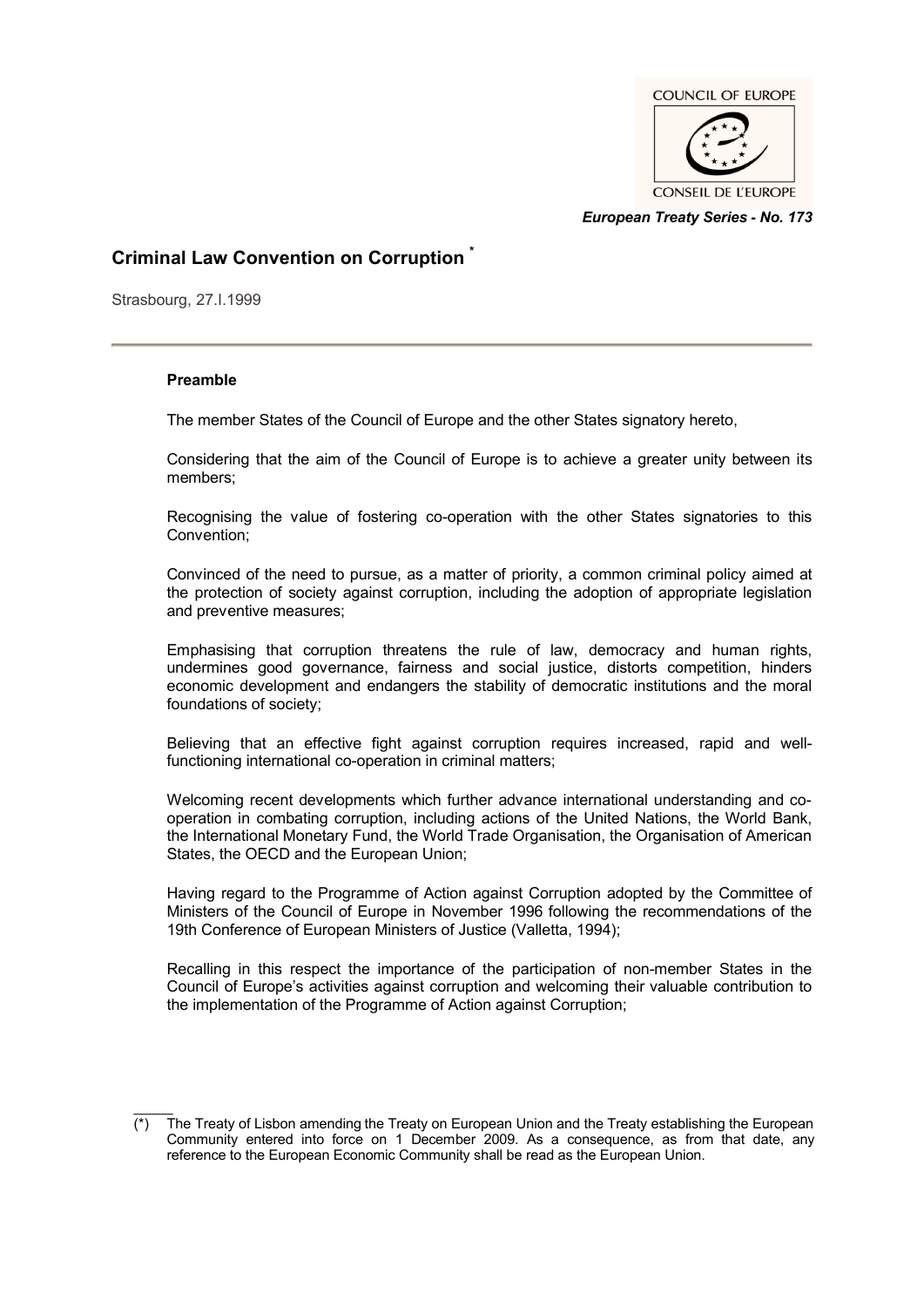COUNCIL OF EUROPE

CONSEIL DE L'EUROPE

*European Treaty Series - No. 173*

# Criminal Law Convention on Corruption [*]

Strasbourg, 27.I.1999

---

### Preamble

The member States of the Council of Europe and the other States signatory hereto,

Considering that the aim of the Council of Europe is to achieve a greater unity between its members;

Recognising the value of fostering co-operation with the other States signatories to this Convention;

Convinced of the need to pursue, as a matter of priority, a common criminal policy aimed at the protection of society against corruption, including the adoption of appropriate legislation and preventive measures;

Emphasising that corruption threatens the rule of law, democracy and human rights, undermines good governance, fairness and social justice, distorts competition, hinders economic development and endangers the stability of democratic institutions and the moral foundations of society;

Believing that an effective fight against corruption requires increased, rapid and well-functioning international co-operation in criminal matters;

Welcoming recent developments which further advance international understanding and co-operation in combating corruption, including actions of the United Nations, the World Bank, the International Monetary Fund, the World Trade Organisation, the Organisation of American States, the OECD and the European Union;

Having regard to the Programme of Action against Corruption adopted by the Committee of Ministers of the Council of Europe in November 1996 following the recommendations of the 19th Conference of European Ministers of Justice (Valletta, 1994);

Recalling in this respect the importance of the participation of non-member States in the Council of Europe's activities against corruption and welcoming their valuable contribution to the implementation of the Programme of Action against Corruption;

---

(*) The Treaty of Lisbon amending the Treaty on European Union and the Treaty establishing the European Community entered into force on 1 December 2009. As a consequence, as from that date, any reference to the European Economic Community shall be read as the European Union.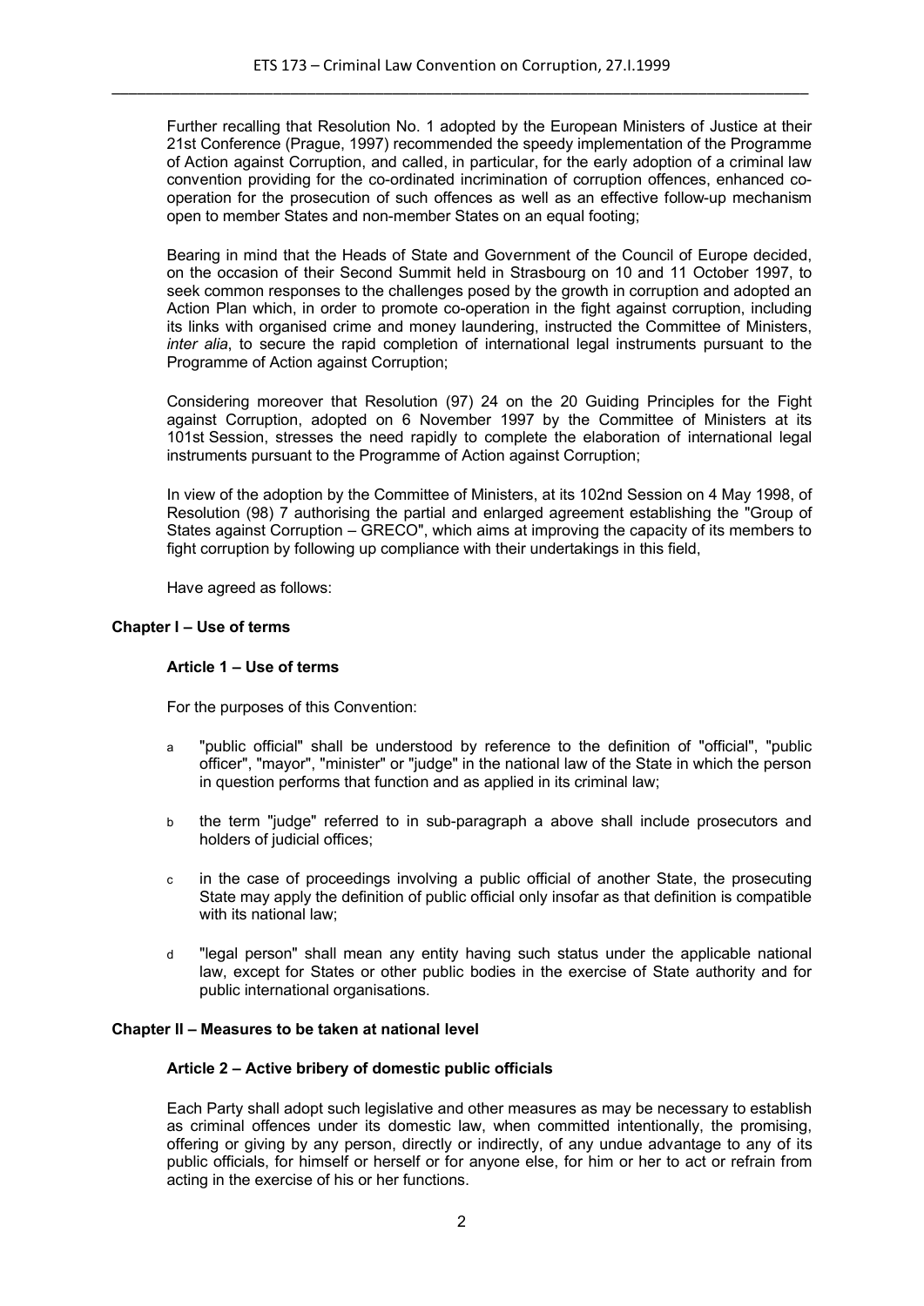Further recalling that Resolution No. 1 adopted by the European Ministers of Justice at their 21st Conference (Prague, 1997) recommended the speedy implementation of the Programme of Action against Corruption, and called, in particular, for the early adoption of a criminal law convention providing for the co-ordinated incrimination of corruption offences, enhanced co-operation for the prosecution of such offences as well as an effective follow-up mechanism open to member States and non-member States on an equal footing;

Bearing in mind that the Heads of State and Government of the Council of Europe decided, on the occasion of their Second Summit held in Strasbourg on 10 and 11 October 1997, to seek common responses to the challenges posed by the growth in corruption and adopted an Action Plan which, in order to promote co-operation in the fight against corruption, including its links with organised crime and money laundering, instructed the Committee of Ministers, *inter alia*, to secure the rapid completion of international legal instruments pursuant to the Programme of Action against Corruption;

Considering moreover that Resolution (97) 24 on the 20 Guiding Principles for the Fight against Corruption, adopted on 6 November 1997 by the Committee of Ministers at its 101st Session, stresses the need rapidly to complete the elaboration of international legal instruments pursuant to the Programme of Action against Corruption;

In view of the adoption by the Committee of Ministers, at its 102nd Session on 4 May 1998, of Resolution (98) 7 authorising the partial and enlarged agreement establishing the "Group of States against Corruption – GRECO", which aims at improving the capacity of its members to fight corruption by following up compliance with their undertakings in this field,

Have agreed as follows:

## Chapter I – Use of terms

### Article 1 – Use of terms

For the purposes of this Convention:

a "public official" shall be understood by reference to the definition of "official", "public officer", "mayor", "minister" or "judge" in the national law of the State in which the person in question performs that function and as applied in its criminal law;

b the term "judge" referred to in sub-paragraph a above shall include prosecutors and holders of judicial offices;

c in the case of proceedings involving a public official of another State, the prosecuting State may apply the definition of public official only insofar as that definition is compatible with its national law;

d "legal person" shall mean any entity having such status under the applicable national law, except for States or other public bodies in the exercise of State authority and for public international organisations.

## Chapter II – Measures to be taken at national level

### Article 2 – Active bribery of domestic public officials

Each Party shall adopt such legislative and other measures as may be necessary to establish as criminal offences under its domestic law, when committed intentionally, the promising, offering or giving by any person, directly or indirectly, of any undue advantage to any of its public officials, for himself or herself or for anyone else, for him or her to act or refrain from acting in the exercise of his or her functions.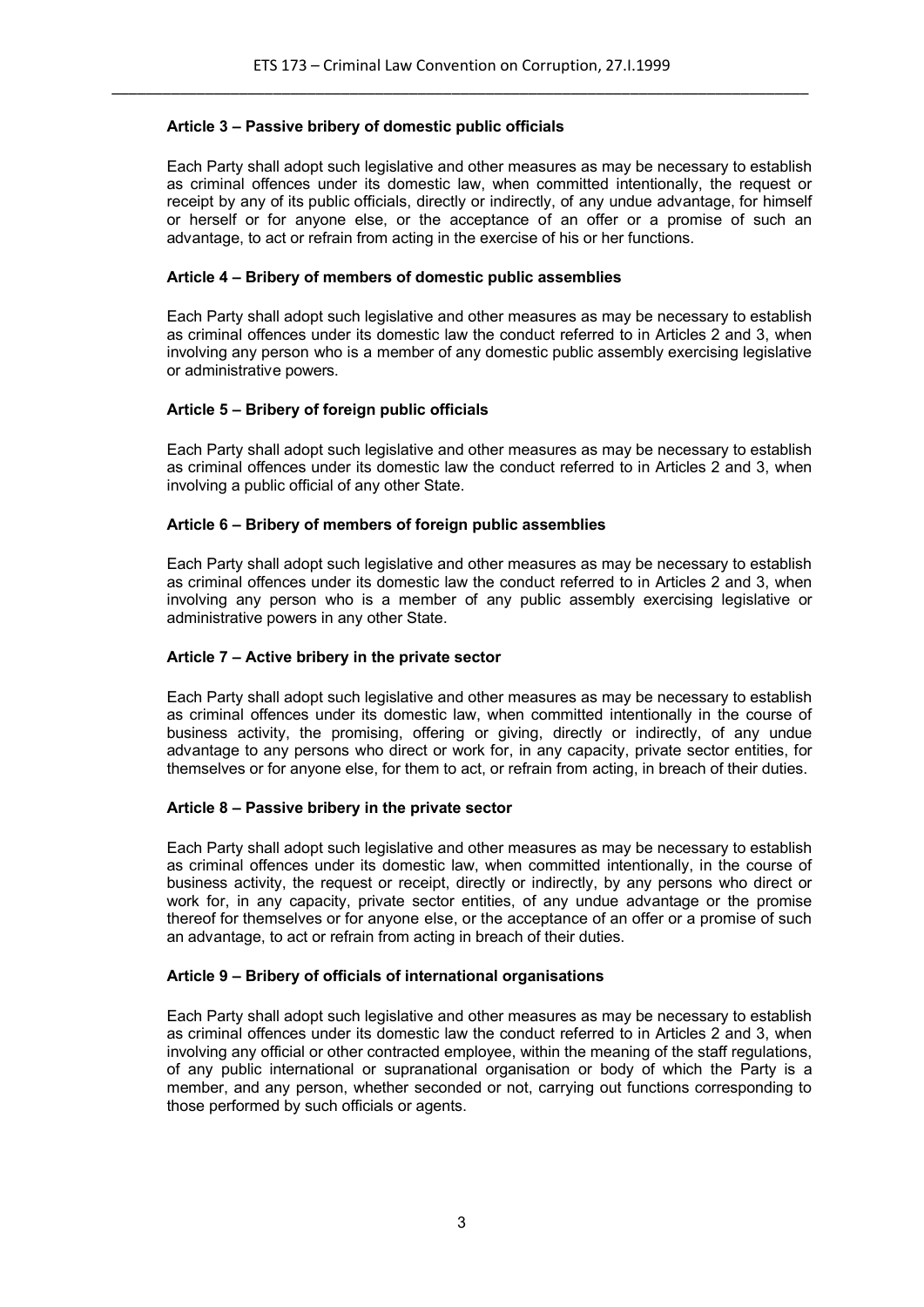### Article 3 – Passive bribery of domestic public officials

Each Party shall adopt such legislative and other measures as may be necessary to establish as criminal offences under its domestic law, when committed intentionally, the request or receipt by any of its public officials, directly or indirectly, of any undue advantage, for himself or herself or for anyone else, or the acceptance of an offer or a promise of such an advantage, to act or refrain from acting in the exercise of his or her functions.

### Article 4 – Bribery of members of domestic public assemblies

Each Party shall adopt such legislative and other measures as may be necessary to establish as criminal offences under its domestic law the conduct referred to in Articles 2 and 3, when involving any person who is a member of any domestic public assembly exercising legislative or administrative powers.

### Article 5 – Bribery of foreign public officials

Each Party shall adopt such legislative and other measures as may be necessary to establish as criminal offences under its domestic law the conduct referred to in Articles 2 and 3, when involving a public official of any other State.

### Article 6 – Bribery of members of foreign public assemblies

Each Party shall adopt such legislative and other measures as may be necessary to establish as criminal offences under its domestic law the conduct referred to in Articles 2 and 3, when involving any person who is a member of any public assembly exercising legislative or administrative powers in any other State.

### Article 7 – Active bribery in the private sector

Each Party shall adopt such legislative and other measures as may be necessary to establish as criminal offences under its domestic law, when committed intentionally in the course of business activity, the promising, offering or giving, directly or indirectly, of any undue advantage to any persons who direct or work for, in any capacity, private sector entities, for themselves or for anyone else, for them to act, or refrain from acting, in breach of their duties.

### Article 8 – Passive bribery in the private sector

Each Party shall adopt such legislative and other measures as may be necessary to establish as criminal offences under its domestic law, when committed intentionally, in the course of business activity, the request or receipt, directly or indirectly, by any persons who direct or work for, in any capacity, private sector entities, of any undue advantage or the promise thereof for themselves or for anyone else, or the acceptance of an offer or a promise of such an advantage, to act or refrain from acting in breach of their duties.

### Article 9 – Bribery of officials of international organisations

Each Party shall adopt such legislative and other measures as may be necessary to establish as criminal offences under its domestic law the conduct referred to in Articles 2 and 3, when involving any official or other contracted employee, within the meaning of the staff regulations, of any public international or supranational organisation or body of which the Party is a member, and any person, whether seconded or not, carrying out functions corresponding to those performed by such officials or agents.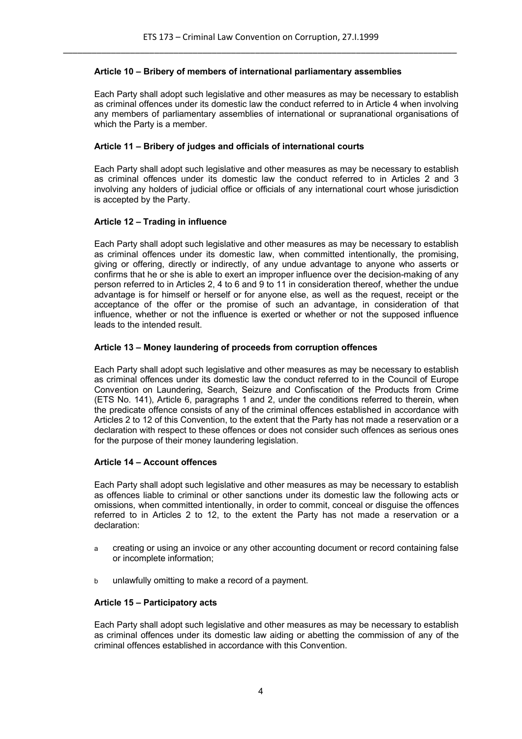**Article 10 – Bribery of members of international parliamentary assemblies**

Each Party shall adopt such legislative and other measures as may be necessary to establish as criminal offences under its domestic law the conduct referred to in Article 4 when involving any members of parliamentary assemblies of international or supranational organisations of which the Party is a member.

**Article 11 – Bribery of judges and officials of international courts**

Each Party shall adopt such legislative and other measures as may be necessary to establish as criminal offences under its domestic law the conduct referred to in Articles 2 and 3 involving any holders of judicial office or officials of any international court whose jurisdiction is accepted by the Party.

**Article 12 – Trading in influence**

Each Party shall adopt such legislative and other measures as may be necessary to establish as criminal offences under its domestic law, when committed intentionally, the promising, giving or offering, directly or indirectly, of any undue advantage to anyone who asserts or confirms that he or she is able to exert an improper influence over the decision-making of any person referred to in Articles 2, 4 to 6 and 9 to 11 in consideration thereof, whether the undue advantage is for himself or herself or for anyone else, as well as the request, receipt or the acceptance of the offer or the promise of such an advantage, in consideration of that influence, whether or not the influence is exerted or whether or not the supposed influence leads to the intended result.

**Article 13 – Money laundering of proceeds from corruption offences**

Each Party shall adopt such legislative and other measures as may be necessary to establish as criminal offences under its domestic law the conduct referred to in the Council of Europe Convention on Laundering, Search, Seizure and Confiscation of the Products from Crime (ETS No. 141), Article 6, paragraphs 1 and 2, under the conditions referred to therein, when the predicate offence consists of any of the criminal offences established in accordance with Articles 2 to 12 of this Convention, to the extent that the Party has not made a reservation or a declaration with respect to these offences or does not consider such offences as serious ones for the purpose of their money laundering legislation.

**Article 14 – Account offences**

Each Party shall adopt such legislative and other measures as may be necessary to establish as offences liable to criminal or other sanctions under its domestic law the following acts or omissions, when committed intentionally, in order to commit, conceal or disguise the offences referred to in Articles 2 to 12, to the extent the Party has not made a reservation or a declaration:

a creating or using an invoice or any other accounting document or record containing false or incomplete information;

b unlawfully omitting to make a record of a payment.

**Article 15 – Participatory acts**

Each Party shall adopt such legislative and other measures as may be necessary to establish as criminal offences under its domestic law aiding or abetting the commission of any of the criminal offences established in accordance with this Convention.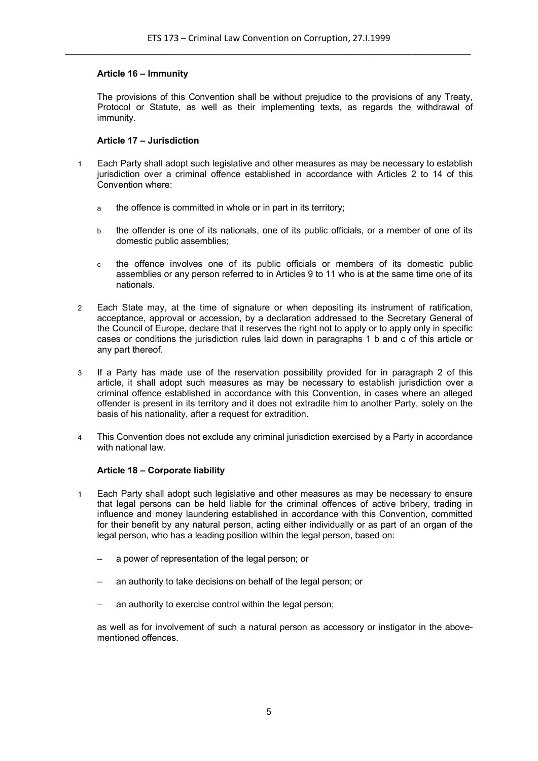### Article 16 – Immunity

The provisions of this Convention shall be without prejudice to the provisions of any Treaty, Protocol or Statute, as well as their implementing texts, as regards the withdrawal of immunity.

### Article 17 – Jurisdiction

1. Each Party shall adopt such legislative and other measures as may be necessary to establish jurisdiction over a criminal offence established in accordance with Articles 2 to 14 of this Convention where:

   a. the offence is committed in whole or in part in its territory;

   b. the offender is one of its nationals, one of its public officials, or a member of one of its domestic public assemblies;

   c. the offence involves one of its public officials or members of its domestic public assemblies or any person referred to in Articles 9 to 11 who is at the same time one of its nationals.

2. Each State may, at the time of signature or when depositing its instrument of ratification, acceptance, approval or accession, by a declaration addressed to the Secretary General of the Council of Europe, declare that it reserves the right not to apply or to apply only in specific cases or conditions the jurisdiction rules laid down in paragraphs 1 b and c of this article or any part thereof.

3. If a Party has made use of the reservation possibility provided for in paragraph 2 of this article, it shall adopt such measures as may be necessary to establish jurisdiction over a criminal offence established in accordance with this Convention, in cases where an alleged offender is present in its territory and it does not extradite him to another Party, solely on the basis of his nationality, after a request for extradition.

4. This Convention does not exclude any criminal jurisdiction exercised by a Party in accordance with national law.

### Article 18 – Corporate liability

1. Each Party shall adopt such legislative and other measures as may be necessary to ensure that legal persons can be held liable for the criminal offences of active bribery, trading in influence and money laundering established in accordance with this Convention, committed for their benefit by any natural person, acting either individually or as part of an organ of the legal person, who has a leading position within the legal person, based on:

   – a power of representation of the legal person; or

   – an authority to take decisions on behalf of the legal person; or

   – an authority to exercise control within the legal person;

   as well as for involvement of such a natural person as accessory or instigator in the above-mentioned offences.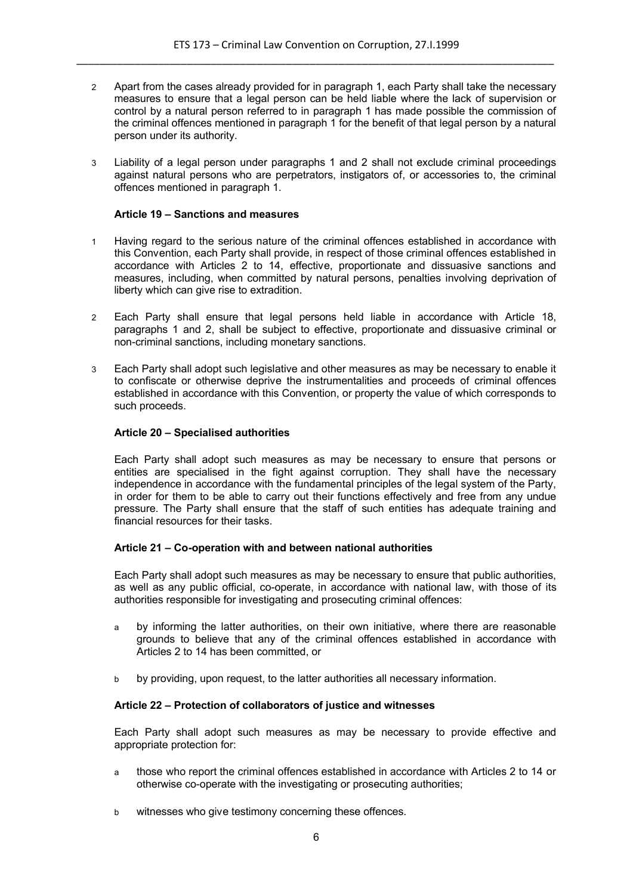2 Apart from the cases already provided for in paragraph 1, each Party shall take the necessary measures to ensure that a legal person can be held liable where the lack of supervision or control by a natural person referred to in paragraph 1 has made possible the commission of the criminal offences mentioned in paragraph 1 for the benefit of that legal person by a natural person under its authority.

3 Liability of a legal person under paragraphs 1 and 2 shall not exclude criminal proceedings against natural persons who are perpetrators, instigators of, or accessories to, the criminal offences mentioned in paragraph 1.

**Article 19 – Sanctions and measures**

1 Having regard to the serious nature of the criminal offences established in accordance with this Convention, each Party shall provide, in respect of those criminal offences established in accordance with Articles 2 to 14, effective, proportionate and dissuasive sanctions and measures, including, when committed by natural persons, penalties involving deprivation of liberty which can give rise to extradition.

2 Each Party shall ensure that legal persons held liable in accordance with Article 18, paragraphs 1 and 2, shall be subject to effective, proportionate and dissuasive criminal or non-criminal sanctions, including monetary sanctions.

3 Each Party shall adopt such legislative and other measures as may be necessary to enable it to confiscate or otherwise deprive the instrumentalities and proceeds of criminal offences established in accordance with this Convention, or property the value of which corresponds to such proceeds.

**Article 20 – Specialised authorities**

Each Party shall adopt such measures as may be necessary to ensure that persons or entities are specialised in the fight against corruption. They shall have the necessary independence in accordance with the fundamental principles of the legal system of the Party, in order for them to be able to carry out their functions effectively and free from any undue pressure. The Party shall ensure that the staff of such entities has adequate training and financial resources for their tasks.

**Article 21 – Co-operation with and between national authorities**

Each Party shall adopt such measures as may be necessary to ensure that public authorities, as well as any public official, co-operate, in accordance with national law, with those of its authorities responsible for investigating and prosecuting criminal offences:

a by informing the latter authorities, on their own initiative, where there are reasonable grounds to believe that any of the criminal offences established in accordance with Articles 2 to 14 has been committed, or

b by providing, upon request, to the latter authorities all necessary information.

**Article 22 – Protection of collaborators of justice and witnesses**

Each Party shall adopt such measures as may be necessary to provide effective and appropriate protection for:

a those who report the criminal offences established in accordance with Articles 2 to 14 or otherwise co-operate with the investigating or prosecuting authorities;

b witnesses who give testimony concerning these offences.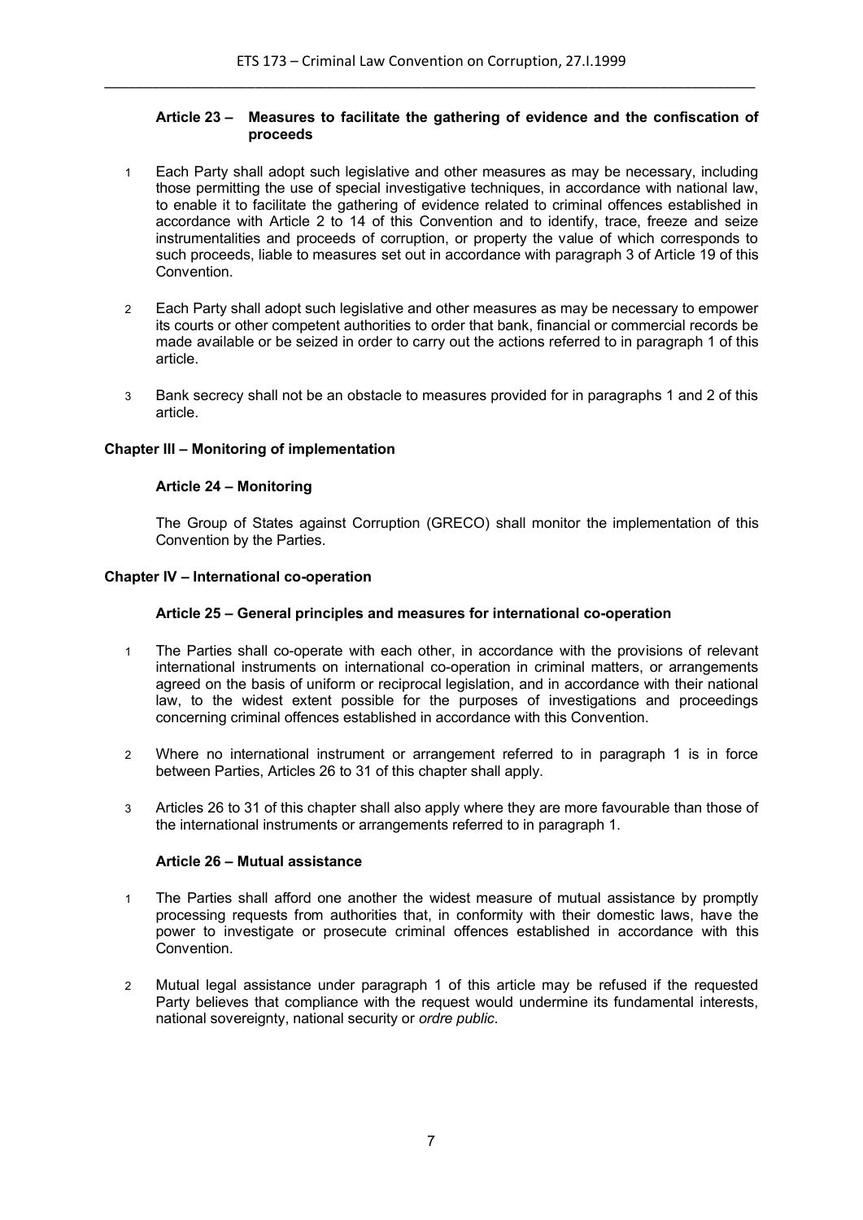### Article 23 – Measures to facilitate the gathering of evidence and the confiscation of proceeds

1 Each Party shall adopt such legislative and other measures as may be necessary, including those permitting the use of special investigative techniques, in accordance with national law, to enable it to facilitate the gathering of evidence related to criminal offences established in accordance with Article 2 to 14 of this Convention and to identify, trace, freeze and seize instrumentalities and proceeds of corruption, or property the value of which corresponds to such proceeds, liable to measures set out in accordance with paragraph 3 of Article 19 of this Convention.

2 Each Party shall adopt such legislative and other measures as may be necessary to empower its courts or other competent authorities to order that bank, financial or commercial records be made available or be seized in order to carry out the actions referred to in paragraph 1 of this article.

3 Bank secrecy shall not be an obstacle to measures provided for in paragraphs 1 and 2 of this article.

## Chapter III – Monitoring of implementation

### Article 24 – Monitoring

The Group of States against Corruption (GRECO) shall monitor the implementation of this Convention by the Parties.

## Chapter IV – International co-operation

### Article 25 – General principles and measures for international co-operation

1 The Parties shall co-operate with each other, in accordance with the provisions of relevant international instruments on international co-operation in criminal matters, or arrangements agreed on the basis of uniform or reciprocal legislation, and in accordance with their national law, to the widest extent possible for the purposes of investigations and proceedings concerning criminal offences established in accordance with this Convention.

2 Where no international instrument or arrangement referred to in paragraph 1 is in force between Parties, Articles 26 to 31 of this chapter shall apply.

3 Articles 26 to 31 of this chapter shall also apply where they are more favourable than those of the international instruments or arrangements referred to in paragraph 1.

### Article 26 – Mutual assistance

1 The Parties shall afford one another the widest measure of mutual assistance by promptly processing requests from authorities that, in conformity with their domestic laws, have the power to investigate or prosecute criminal offences established in accordance with this Convention.

2 Mutual legal assistance under paragraph 1 of this article may be refused if the requested Party believes that compliance with the request would undermine its fundamental interests, national sovereignty, national security or *ordre public*.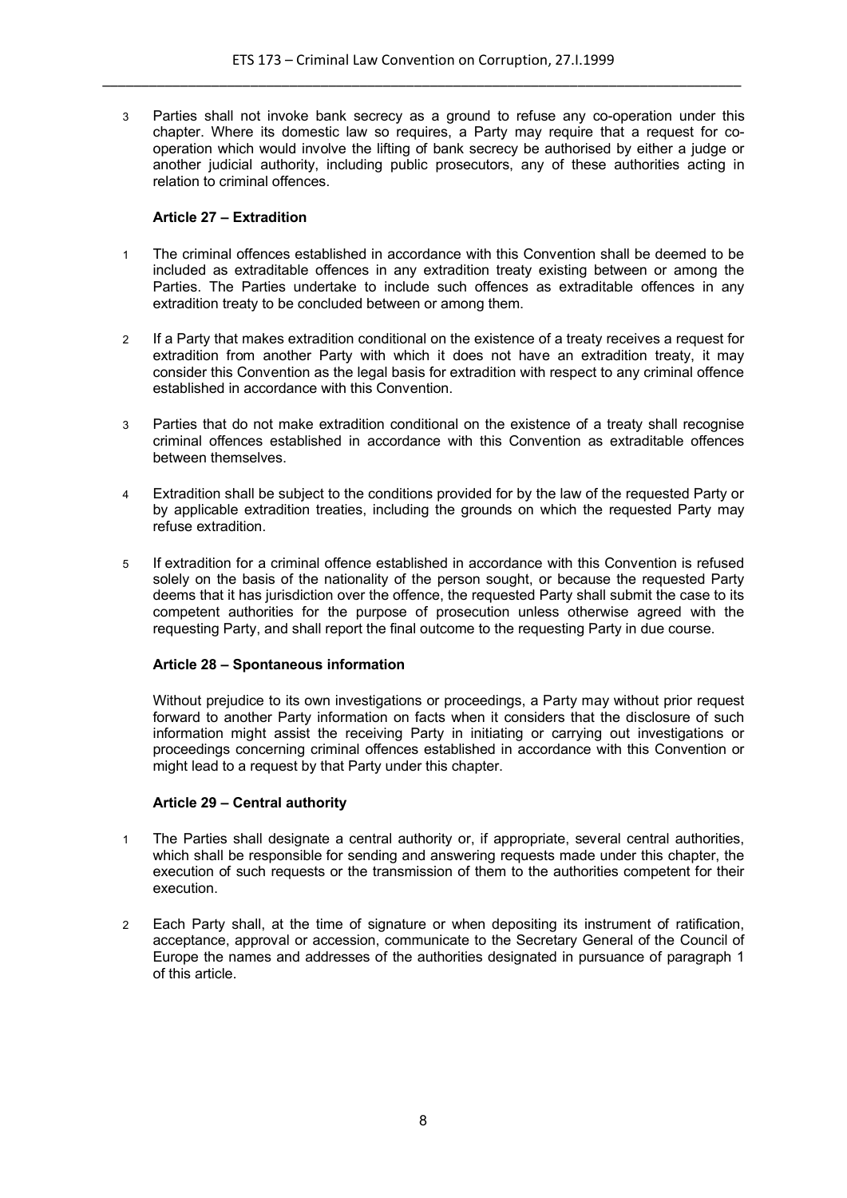3 Parties shall not invoke bank secrecy as a ground to refuse any co-operation under this chapter. Where its domestic law so requires, a Party may require that a request for co-operation which would involve the lifting of bank secrecy be authorised by either a judge or another judicial authority, including public prosecutors, any of these authorities acting in relation to criminal offences.

### Article 27 – Extradition

1 The criminal offences established in accordance with this Convention shall be deemed to be included as extraditable offences in any extradition treaty existing between or among the Parties. The Parties undertake to include such offences as extraditable offences in any extradition treaty to be concluded between or among them.

2 If a Party that makes extradition conditional on the existence of a treaty receives a request for extradition from another Party with which it does not have an extradition treaty, it may consider this Convention as the legal basis for extradition with respect to any criminal offence established in accordance with this Convention.

3 Parties that do not make extradition conditional on the existence of a treaty shall recognise criminal offences established in accordance with this Convention as extraditable offences between themselves.

4 Extradition shall be subject to the conditions provided for by the law of the requested Party or by applicable extradition treaties, including the grounds on which the requested Party may refuse extradition.

5 If extradition for a criminal offence established in accordance with this Convention is refused solely on the basis of the nationality of the person sought, or because the requested Party deems that it has jurisdiction over the offence, the requested Party shall submit the case to its competent authorities for the purpose of prosecution unless otherwise agreed with the requesting Party, and shall report the final outcome to the requesting Party in due course.

### Article 28 – Spontaneous information

Without prejudice to its own investigations or proceedings, a Party may without prior request forward to another Party information on facts when it considers that the disclosure of such information might assist the receiving Party in initiating or carrying out investigations or proceedings concerning criminal offences established in accordance with this Convention or might lead to a request by that Party under this chapter.

### Article 29 – Central authority

1 The Parties shall designate a central authority or, if appropriate, several central authorities, which shall be responsible for sending and answering requests made under this chapter, the execution of such requests or the transmission of them to the authorities competent for their execution.

2 Each Party shall, at the time of signature or when depositing its instrument of ratification, acceptance, approval or accession, communicate to the Secretary General of the Council of Europe the names and addresses of the authorities designated in pursuance of paragraph 1 of this article.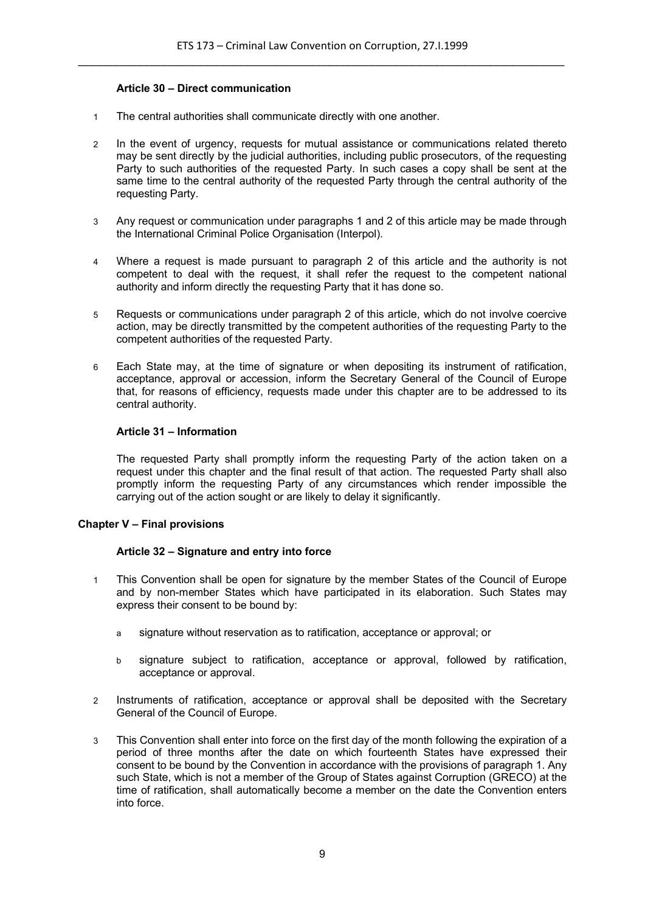#### Article 30 – Direct communication

1 The central authorities shall communicate directly with one another.

2 In the event of urgency, requests for mutual assistance or communications related thereto may be sent directly by the judicial authorities, including public prosecutors, of the requesting Party to such authorities of the requested Party. In such cases a copy shall be sent at the same time to the central authority of the requested Party through the central authority of the requesting Party.

3 Any request or communication under paragraphs 1 and 2 of this article may be made through the International Criminal Police Organisation (Interpol).

4 Where a request is made pursuant to paragraph 2 of this article and the authority is not competent to deal with the request, it shall refer the request to the competent national authority and inform directly the requesting Party that it has done so.

5 Requests or communications under paragraph 2 of this article, which do not involve coercive action, may be directly transmitted by the competent authorities of the requesting Party to the competent authorities of the requested Party.

6 Each State may, at the time of signature or when depositing its instrument of ratification, acceptance, approval or accession, inform the Secretary General of the Council of Europe that, for reasons of efficiency, requests made under this chapter are to be addressed to its central authority.

#### Article 31 – Information

The requested Party shall promptly inform the requesting Party of the action taken on a request under this chapter and the final result of that action. The requested Party shall also promptly inform the requesting Party of any circumstances which render impossible the carrying out of the action sought or are likely to delay it significantly.

### Chapter V – Final provisions

#### Article 32 – Signature and entry into force

1 This Convention shall be open for signature by the member States of the Council of Europe and by non-member States which have participated in its elaboration. Such States may express their consent to be bound by:

a signature without reservation as to ratification, acceptance or approval; or

b signature subject to ratification, acceptance or approval, followed by ratification, acceptance or approval.

2 Instruments of ratification, acceptance or approval shall be deposited with the Secretary General of the Council of Europe.

3 This Convention shall enter into force on the first day of the month following the expiration of a period of three months after the date on which fourteenth States have expressed their consent to be bound by the Convention in accordance with the provisions of paragraph 1. Any such State, which is not a member of the Group of States against Corruption (GRECO) at the time of ratification, shall automatically become a member on the date the Convention enters into force.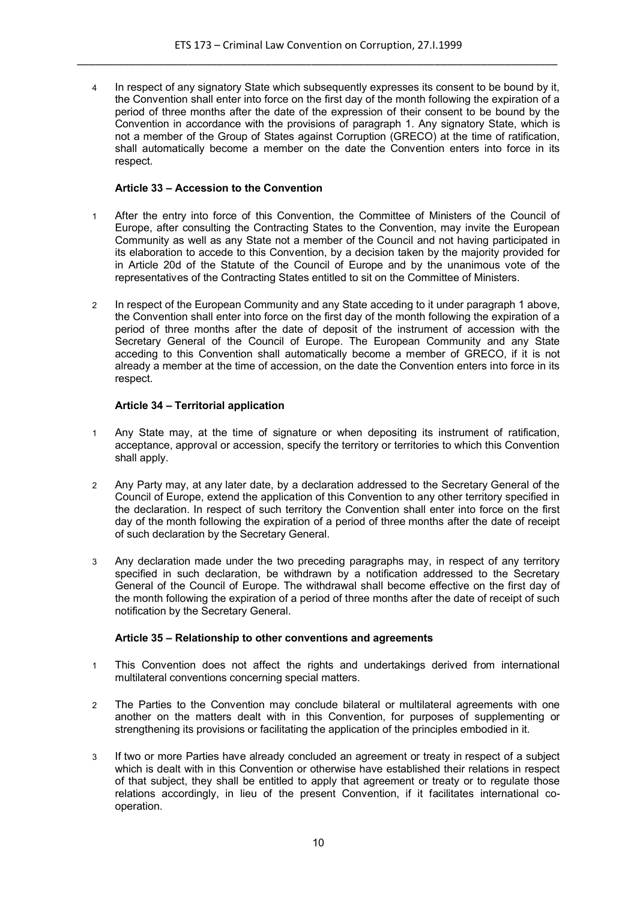4 In respect of any signatory State which subsequently expresses its consent to be bound by it, the Convention shall enter into force on the first day of the month following the expiration of a period of three months after the date of the expression of their consent to be bound by the Convention in accordance with the provisions of paragraph 1. Any signatory State, which is not a member of the Group of States against Corruption (GRECO) at the time of ratification, shall automatically become a member on the date the Convention enters into force in its respect.

**Article 33 – Accession to the Convention**

1 After the entry into force of this Convention, the Committee of Ministers of the Council of Europe, after consulting the Contracting States to the Convention, may invite the European Community as well as any State not a member of the Council and not having participated in its elaboration to accede to this Convention, by a decision taken by the majority provided for in Article 20d of the Statute of the Council of Europe and by the unanimous vote of the representatives of the Contracting States entitled to sit on the Committee of Ministers.

2 In respect of the European Community and any State acceding to it under paragraph 1 above, the Convention shall enter into force on the first day of the month following the expiration of a period of three months after the date of deposit of the instrument of accession with the Secretary General of the Council of Europe. The European Community and any State acceding to this Convention shall automatically become a member of GRECO, if it is not already a member at the time of accession, on the date the Convention enters into force in its respect.

**Article 34 – Territorial application**

1 Any State may, at the time of signature or when depositing its instrument of ratification, acceptance, approval or accession, specify the territory or territories to which this Convention shall apply.

2 Any Party may, at any later date, by a declaration addressed to the Secretary General of the Council of Europe, extend the application of this Convention to any other territory specified in the declaration. In respect of such territory the Convention shall enter into force on the first day of the month following the expiration of a period of three months after the date of receipt of such declaration by the Secretary General.

3 Any declaration made under the two preceding paragraphs may, in respect of any territory specified in such declaration, be withdrawn by a notification addressed to the Secretary General of the Council of Europe. The withdrawal shall become effective on the first day of the month following the expiration of a period of three months after the date of receipt of such notification by the Secretary General.

**Article 35 – Relationship to other conventions and agreements**

1 This Convention does not affect the rights and undertakings derived from international multilateral conventions concerning special matters.

2 The Parties to the Convention may conclude bilateral or multilateral agreements with one another on the matters dealt with in this Convention, for purposes of supplementing or strengthening its provisions or facilitating the application of the principles embodied in it.

3 If two or more Parties have already concluded an agreement or treaty in respect of a subject which is dealt with in this Convention or otherwise have established their relations in respect of that subject, they shall be entitled to apply that agreement or treaty or to regulate those relations accordingly, in lieu of the present Convention, if it facilitates international co-operation.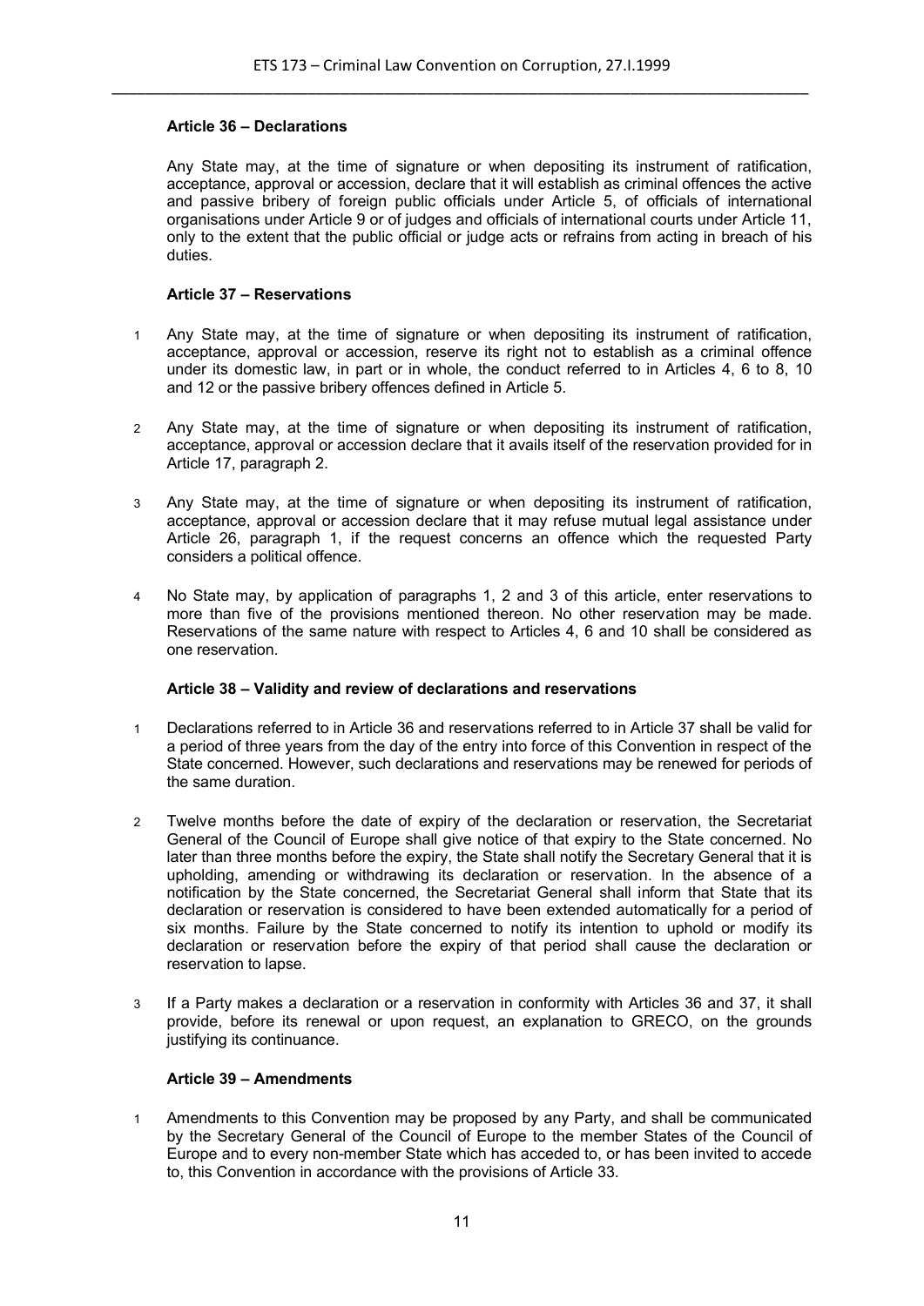### Article 36 – Declarations

Any State may, at the time of signature or when depositing its instrument of ratification, acceptance, approval or accession, declare that it will establish as criminal offences the active and passive bribery of foreign public officials under Article 5, of officials of international organisations under Article 9 or of judges and officials of international courts under Article 11, only to the extent that the public official or judge acts or refrains from acting in breach of his duties.

### Article 37 – Reservations

1. Any State may, at the time of signature or when depositing its instrument of ratification, acceptance, approval or accession, reserve its right not to establish as a criminal offence under its domestic law, in part or in whole, the conduct referred to in Articles 4, 6 to 8, 10 and 12 or the passive bribery offences defined in Article 5.

2. Any State may, at the time of signature or when depositing its instrument of ratification, acceptance, approval or accession declare that it avails itself of the reservation provided for in Article 17, paragraph 2.

3. Any State may, at the time of signature or when depositing its instrument of ratification, acceptance, approval or accession declare that it may refuse mutual legal assistance under Article 26, paragraph 1, if the request concerns an offence which the requested Party considers a political offence.

4. No State may, by application of paragraphs 1, 2 and 3 of this article, enter reservations to more than five of the provisions mentioned thereon. No other reservation may be made. Reservations of the same nature with respect to Articles 4, 6 and 10 shall be considered as one reservation.

### Article 38 – Validity and review of declarations and reservations

1. Declarations referred to in Article 36 and reservations referred to in Article 37 shall be valid for a period of three years from the day of the entry into force of this Convention in respect of the State concerned. However, such declarations and reservations may be renewed for periods of the same duration.

2. Twelve months before the date of expiry of the declaration or reservation, the Secretariat General of the Council of Europe shall give notice of that expiry to the State concerned. No later than three months before the expiry, the State shall notify the Secretary General that it is upholding, amending or withdrawing its declaration or reservation. In the absence of a notification by the State concerned, the Secretariat General shall inform that State that its declaration or reservation is considered to have been extended automatically for a period of six months. Failure by the State concerned to notify its intention to uphold or modify its declaration or reservation before the expiry of that period shall cause the declaration or reservation to lapse.

3. If a Party makes a declaration or a reservation in conformity with Articles 36 and 37, it shall provide, before its renewal or upon request, an explanation to GRECO, on the grounds justifying its continuance.

### Article 39 – Amendments

1. Amendments to this Convention may be proposed by any Party, and shall be communicated by the Secretary General of the Council of Europe to the member States of the Council of Europe and to every non-member State which has acceded to, or has been invited to accede to, this Convention in accordance with the provisions of Article 33.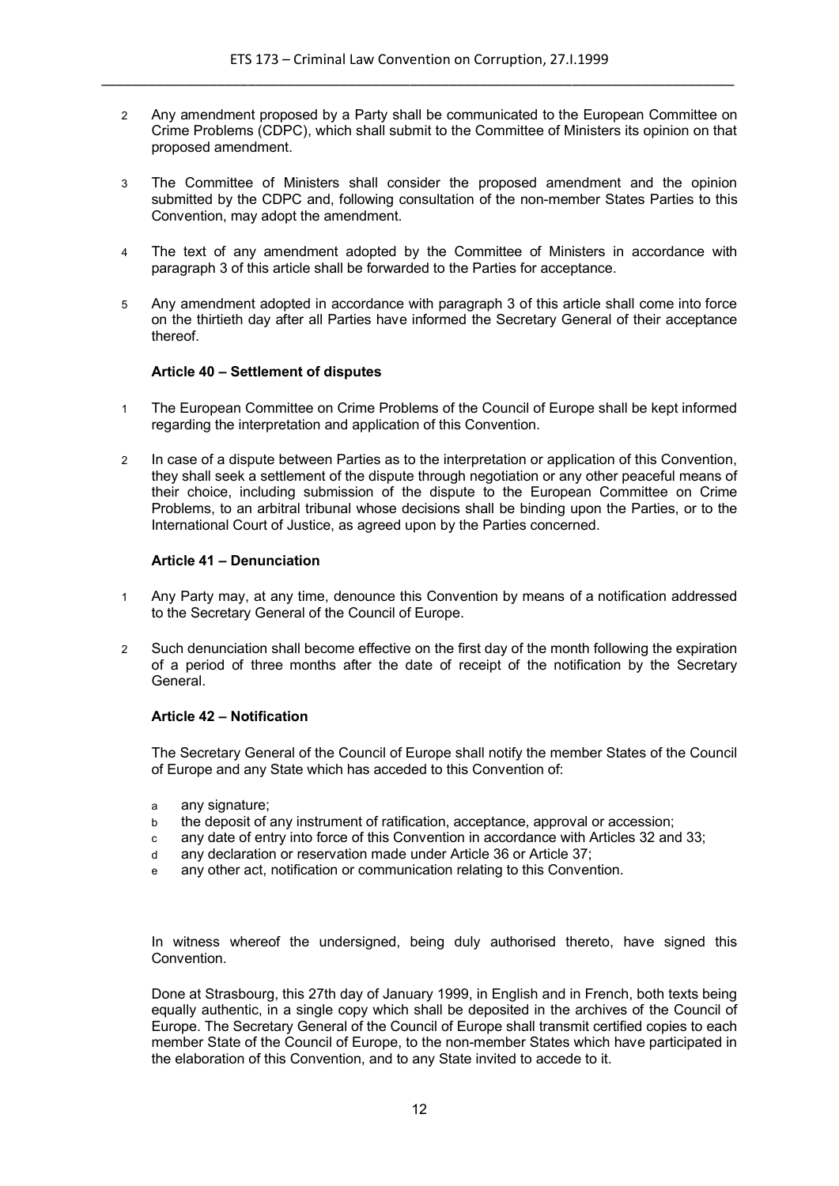2 Any amendment proposed by a Party shall be communicated to the European Committee on Crime Problems (CDPC), which shall submit to the Committee of Ministers its opinion on that proposed amendment.

3 The Committee of Ministers shall consider the proposed amendment and the opinion submitted by the CDPC and, following consultation of the non-member States Parties to this Convention, may adopt the amendment.

4 The text of any amendment adopted by the Committee of Ministers in accordance with paragraph 3 of this article shall be forwarded to the Parties for acceptance.

5 Any amendment adopted in accordance with paragraph 3 of this article shall come into force on the thirtieth day after all Parties have informed the Secretary General of their acceptance thereof.

**Article 40 – Settlement of disputes**

1 The European Committee on Crime Problems of the Council of Europe shall be kept informed regarding the interpretation and application of this Convention.

2 In case of a dispute between Parties as to the interpretation or application of this Convention, they shall seek a settlement of the dispute through negotiation or any other peaceful means of their choice, including submission of the dispute to the European Committee on Crime Problems, to an arbitral tribunal whose decisions shall be binding upon the Parties, or to the International Court of Justice, as agreed upon by the Parties concerned.

**Article 41 – Denunciation**

1 Any Party may, at any time, denounce this Convention by means of a notification addressed to the Secretary General of the Council of Europe.

2 Such denunciation shall become effective on the first day of the month following the expiration of a period of three months after the date of receipt of the notification by the Secretary General.

**Article 42 – Notification**

The Secretary General of the Council of Europe shall notify the member States of the Council of Europe and any State which has acceded to this Convention of:

a any signature;
b the deposit of any instrument of ratification, acceptance, approval or accession;
c any date of entry into force of this Convention in accordance with Articles 32 and 33;
d any declaration or reservation made under Article 36 or Article 37;
e any other act, notification or communication relating to this Convention.

In witness whereof the undersigned, being duly authorised thereto, have signed this Convention.

Done at Strasbourg, this 27th day of January 1999, in English and in French, both texts being equally authentic, in a single copy which shall be deposited in the archives of the Council of Europe. The Secretary General of the Council of Europe shall transmit certified copies to each member State of the Council of Europe, to the non-member States which have participated in the elaboration of this Convention, and to any State invited to accede to it.